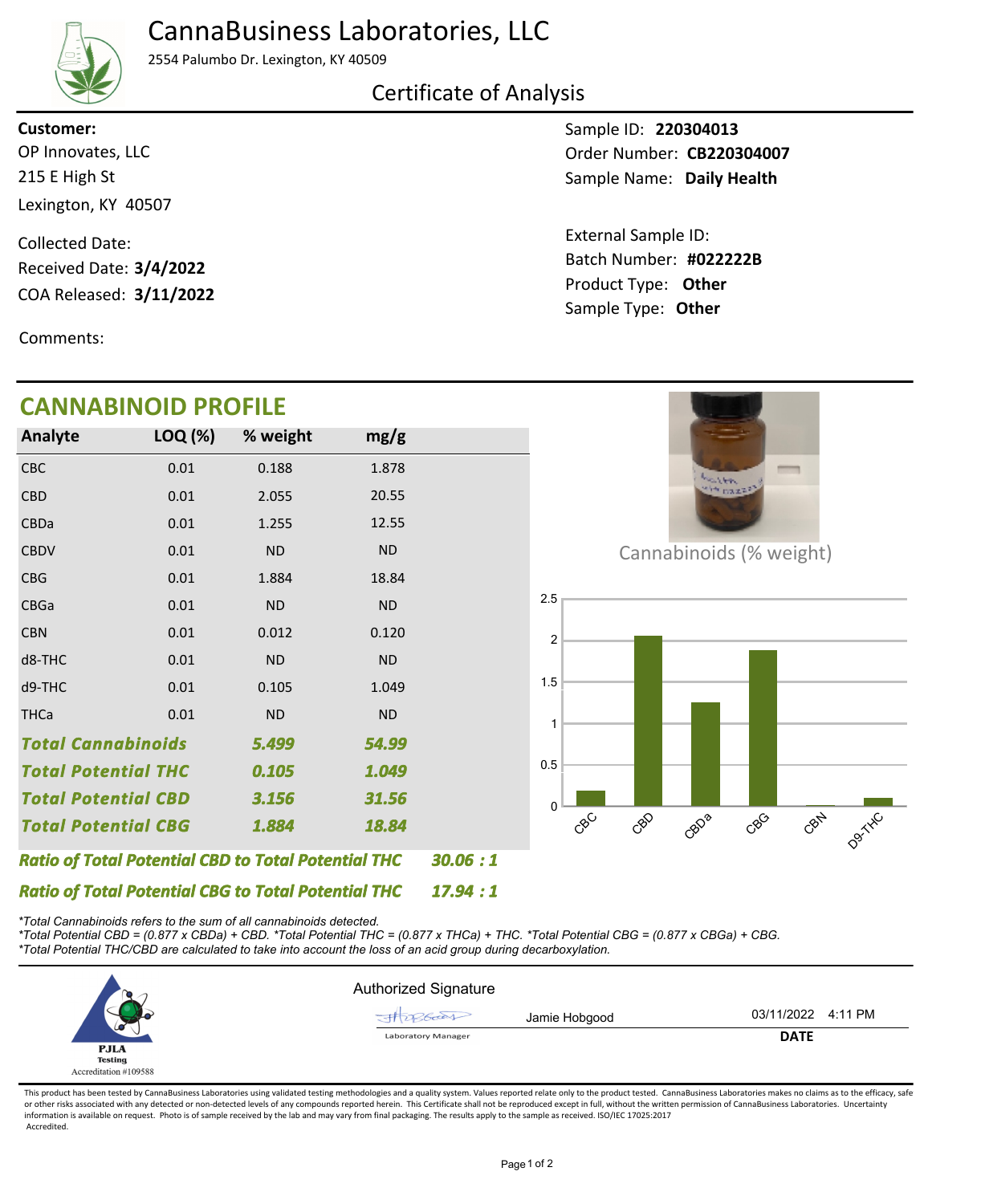# CannaBusiness Laboratories, LLC

2554 Palumbo Dr. Lexington, KY 40509

## Certificate of Analysis

**Customer:**
OP Innovates, LLC
215 E High St
Lexington, KY 40507

Collected Date:
Received Date: **3/4/2022**
COA Released: **3/11/2022**

Sample ID: **220304013**
Order Number: **CB220304007**
Sample Name: **Daily Health**

External Sample ID:
Batch Number: **#022222B**
Product Type: **Other**
Sample Type: **Other**

Comments:

## CANNABINOID PROFILE

| Analyte | LOQ (%) | % weight | mg/g |
|---|---|---|---|
| CBC | 0.01 | 0.188 | 1.878 |
| CBD | 0.01 | 2.055 | 20.55 |
| CBDa | 0.01 | 1.255 | 12.55 |
| CBDV | 0.01 | ND | ND |
| CBG | 0.01 | 1.884 | 18.84 |
| CBGa | 0.01 | ND | ND |
| CBN | 0.01 | 0.012 | 0.120 |
| d8-THC | 0.01 | ND | ND |
| d9-THC | 0.01 | 0.105 | 1.049 |
| THCa | 0.01 | ND | ND |
| ***Total Cannabinoids*** | | ***5.499*** | ***54.99*** |
| ***Total Potential THC*** | | ***0.105*** | ***1.049*** |
| ***Total Potential CBD*** | | ***3.156*** | ***31.56*** |
| ***Total Potential CBG*** | | ***1.884*** | ***18.84*** |

***Ratio of Total Potential CBD to Total Potential THC 30.06 : 1***

***Ratio of Total Potential CBG to Total Potential THC 17.94 : 1***

Cannabinoids (% weight)

*\*Total Cannabinoids refers to the sum of all cannabinoids detected.*
*\*Total Potential CBD = (0.877 x CBDa) + CBD. \*Total Potential THC = (0.877 x THCa) + THC. \*Total Potential CBG = (0.877 x CBGa) + CBG.*
*\*Total Potential THC/CBD are calculated to take into account the loss of an acid group during decarboxylation.*

PJLA Testing
Accreditation #109588

Authorized Signature

Jamie Hobgood
Laboratory Manager

03/11/2022 4:11 PM
**DATE**

This product has been tested by CannaBusiness Laboratories using validated testing methodologies and a quality system. Values reported relate only to the product tested. CannaBusiness Laboratories makes no claims as to the efficacy, safety or other risks associated with any detected or non-detected levels of any compounds reported herein. This Certificate shall not be reproduced except in full, without the written permission of CannaBusiness Laboratories. Uncertainty information is available on request. Photo is of sample received by the lab and may vary from final packaging. The results apply to the sample as received. ISO/IEC 17025:2017 Accredited.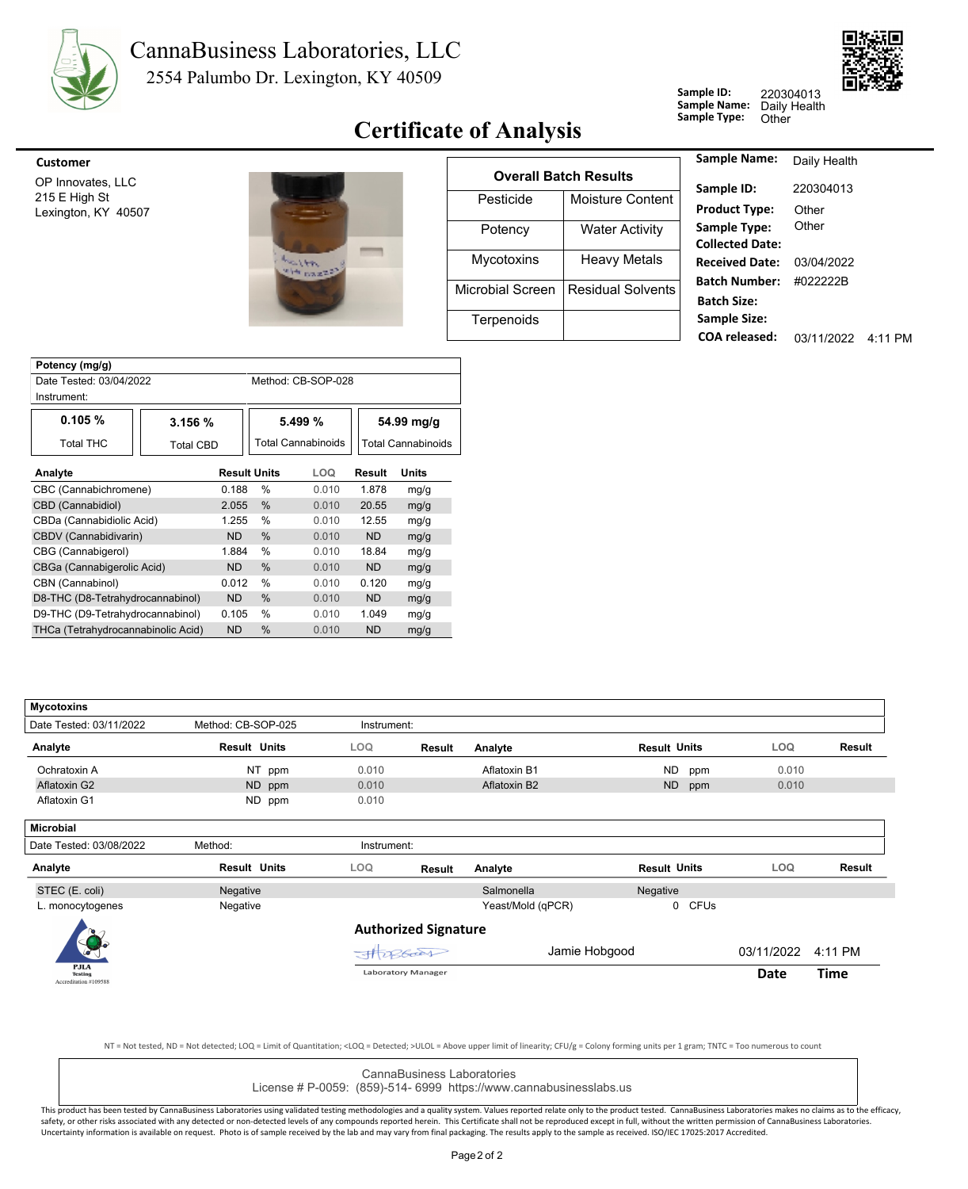# CannaBusiness Laboratories, LLC

2554 Palumbo Dr. Lexington, KY 40509

Sample ID: 220304013
Sample Name: Daily Health
Sample Type: Other

## Certificate of Analysis

**Customer**

OP Innovates, LLC
215 E High St
Lexington, KY 40507

| Overall Batch Results | |
|---|---|
| Pesticide | Moisture Content |
| Potency | Water Activity |
| Mycotoxins | Heavy Metals |
| Microbial Screen | Residual Solvents |
| Terpenoids | |

| | |
|---|---|
| **Sample Name:** | Daily Health |
| **Sample ID:** | 220304013 |
| **Product Type:** | Other |
| **Sample Type:** | Other |
| **Collected Date:** | |
| **Received Date:** | 03/04/2022 |
| **Batch Number:** | #022222B |
| **Batch Size:** | |
| **Sample Size:** | |
| **COA released:** | 03/11/2022 4:11 PM |

### Potency (mg/g)

Date Tested: 03/04/2022 Method: CB-SOP-028
Instrument:

| 0.105 % | 3.156 % | 5.499 % | 54.99 mg/g |
|---|---|---|---|
| Total THC | Total CBD | Total Cannabinoids | Total Cannabinoids |

| Analyte | Result | Units | LOQ | Result | Units |
|---|---|---|---|---|---|
| CBC (Cannabichromene) | 0.188 | % | 0.010 | 1.878 | mg/g |
| CBD (Cannabidiol) | 2.055 | % | 0.010 | 20.55 | mg/g |
| CBDa (Cannabidiolic Acid) | 1.255 | % | 0.010 | 12.55 | mg/g |
| CBDV (Cannabidivarin) | ND | % | 0.010 | ND | mg/g |
| CBG (Cannabigerol) | 1.884 | % | 0.010 | 18.84 | mg/g |
| CBGa (Cannabigerolic Acid) | ND | % | 0.010 | ND | mg/g |
| CBN (Cannabinol) | 0.012 | % | 0.010 | 0.120 | mg/g |
| D8-THC (D8-Tetrahydrocannabinol) | ND | % | 0.010 | ND | mg/g |
| D9-THC (D9-Tetrahydrocannabinol) | 0.105 | % | 0.010 | 1.049 | mg/g |
| THCa (Tetrahydrocannabinolic Acid) | ND | % | 0.010 | ND | mg/g |

### Mycotoxins

Date Tested: 03/11/2022 Method: CB-SOP-025 Instrument:

| Analyte | Result | Units | LOQ | Result | Analyte | Result | Units | LOQ | Result |
|---|---|---|---|---|---|---|---|---|---|
| Ochratoxin A | NT | ppm | 0.010 | | Aflatoxin B1 | ND | ppm | 0.010 | |
| Aflatoxin G2 | ND | ppm | 0.010 | | Aflatoxin B2 | ND | ppm | 0.010 | |
| Aflatoxin G1 | ND | ppm | 0.010 | | | | | | |

### Microbial

Date Tested: 03/08/2022 Method: Instrument:

| Analyte | Result | Units | LOQ | Result | Analyte | Result | Units | LOQ | Result |
|---|---|---|---|---|---|---|---|---|---|
| STEC (E. coli) | Negative | | | | Salmonella | Negative | | | |
| L. monocytogenes | Negative | | | | Yeast/Mold (qPCR) | 0 | CFUs | | |

PJLA Testing Accreditation #109588

**Authorized Signature**

Jamie Hobgood 03/11/2022 4:11 PM

Laboratory Manager **Date** **Time**

NT = Not tested, ND = Not detected; LOQ = Limit of Quantitation; <LOQ = Detected; >ULOL = Above upper limit of linearity; CFU/g = Colony forming units per 1 gram; TNTC = Too numerous to count

CannaBusiness Laboratories
License # P-0059: (859)-514- 6999 https://www.cannabusinesslabs.us

This product has been tested by CannaBusiness Laboratories using validated testing methodologies and a quality system. Values reported relate only to the product tested. CannaBusiness Laboratories makes no claims as to the efficacy, safety, or other risks associated with any detected or non-detected levels of any compounds reported herein. This Certificate shall not be reproduced except in full, without the written permission of CannaBusiness Laboratories. Uncertainty information is available on request. Photo is of sample received by the lab and may vary from final packaging. The results apply to the sample as received. ISO/IEC 17025:2017 Accredited.